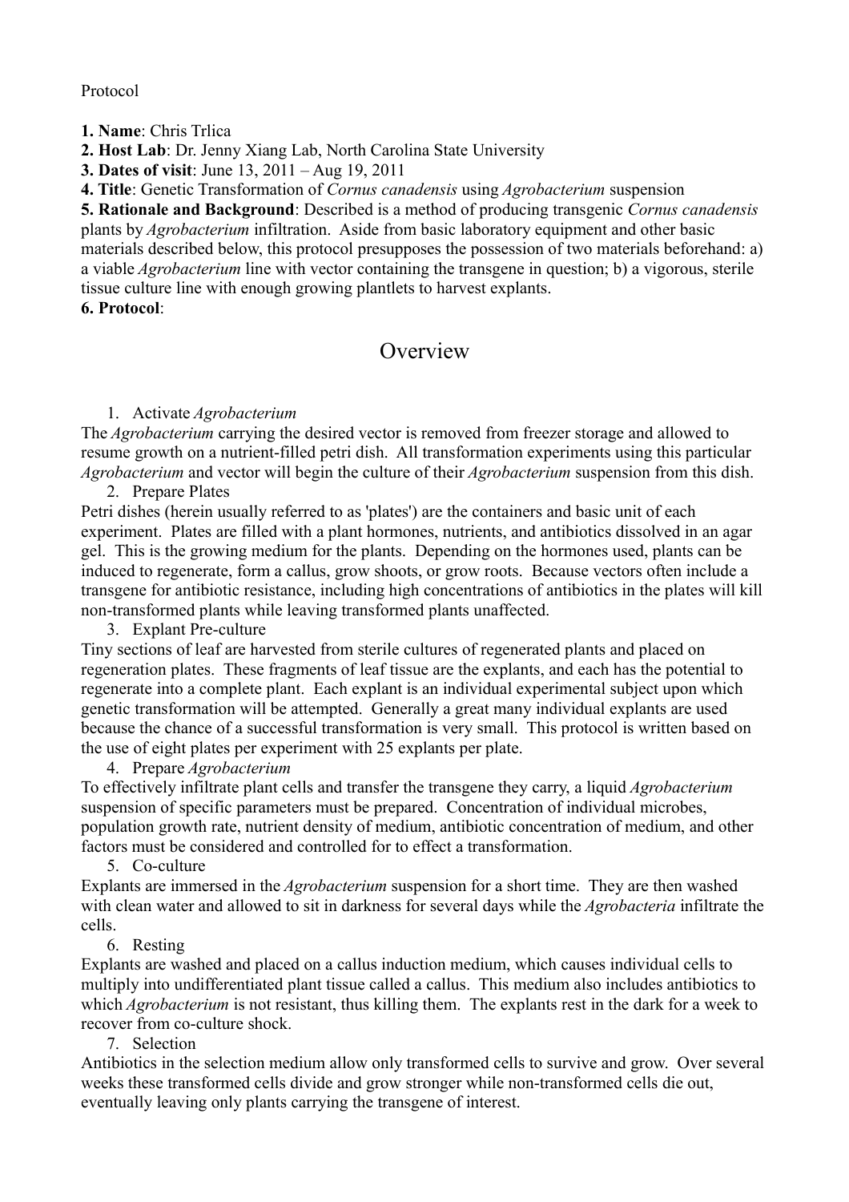Protocol

**1. Name**: Chris Trlica
**2. Host Lab**: Dr. Jenny Xiang Lab, North Carolina State University
**3. Dates of visit**: June 13, 2011 – Aug 19, 2011
**4. Title**: Genetic Transformation of *Cornus canadensis* using *Agrobacterium* suspension
**5. Rationale and Background**: Described is a method of producing transgenic *Cornus canadensis* plants by *Agrobacterium* infiltration. Aside from basic laboratory equipment and other basic materials described below, this protocol presupposes the possession of two materials beforehand: a) a viable *Agrobacterium* line with vector containing the transgene in question; b) a vigorous, sterile tissue culture line with enough growing plantlets to harvest explants.
**6. Protocol**:

# Overview

1. Activate *Agrobacterium*

The *Agrobacterium* carrying the desired vector is removed from freezer storage and allowed to resume growth on a nutrient-filled petri dish. All transformation experiments using this particular *Agrobacterium* and vector will begin the culture of their *Agrobacterium* suspension from this dish.

2. Prepare Plates

Petri dishes (herein usually referred to as 'plates') are the containers and basic unit of each experiment. Plates are filled with a plant hormones, nutrients, and antibiotics dissolved in an agar gel. This is the growing medium for the plants. Depending on the hormones used, plants can be induced to regenerate, form a callus, grow shoots, or grow roots. Because vectors often include a transgene for antibiotic resistance, including high concentrations of antibiotics in the plates will kill non-transformed plants while leaving transformed plants unaffected.

3. Explant Pre-culture

Tiny sections of leaf are harvested from sterile cultures of regenerated plants and placed on regeneration plates. These fragments of leaf tissue are the explants, and each has the potential to regenerate into a complete plant. Each explant is an individual experimental subject upon which genetic transformation will be attempted. Generally a great many individual explants are used because the chance of a successful transformation is very small. This protocol is written based on the use of eight plates per experiment with 25 explants per plate.

4. Prepare *Agrobacterium*

To effectively infiltrate plant cells and transfer the transgene they carry, a liquid *Agrobacterium* suspension of specific parameters must be prepared. Concentration of individual microbes, population growth rate, nutrient density of medium, antibiotic concentration of medium, and other factors must be considered and controlled for to effect a transformation.

5. Co-culture

Explants are immersed in the *Agrobacterium* suspension for a short time. They are then washed with clean water and allowed to sit in darkness for several days while the *Agrobacteria* infiltrate the cells.

6. Resting

Explants are washed and placed on a callus induction medium, which causes individual cells to multiply into undifferentiated plant tissue called a callus. This medium also includes antibiotics to which *Agrobacterium* is not resistant, thus killing them. The explants rest in the dark for a week to recover from co-culture shock.

7. Selection

Antibiotics in the selection medium allow only transformed cells to survive and grow. Over several weeks these transformed cells divide and grow stronger while non-transformed cells die out, eventually leaving only plants carrying the transgene of interest.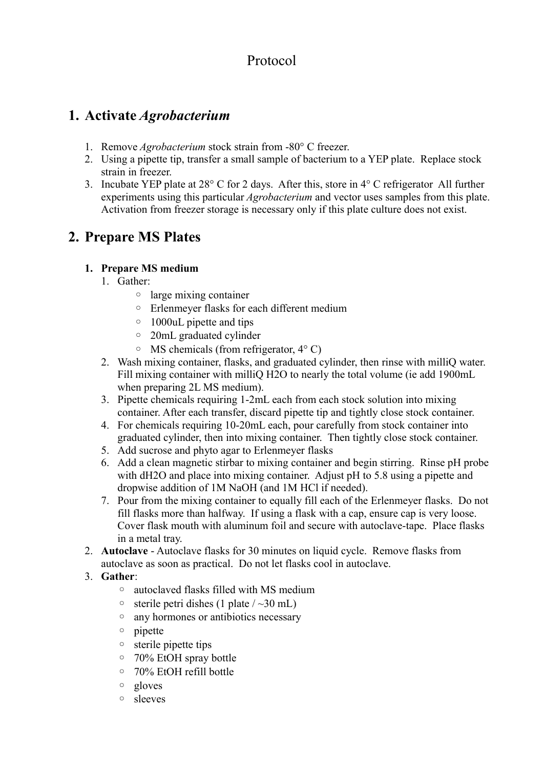# Protocol

## 1. Activate *Agrobacterium*

1. Remove *Agrobacterium* stock strain from -80° C freezer.
2. Using a pipette tip, transfer a small sample of bacterium to a YEP plate. Replace stock strain in freezer.
3. Incubate YEP plate at 28° C for 2 days. After this, store in 4° C refrigerator All further experiments using this particular *Agrobacterium* and vector uses samples from this plate. Activation from freezer storage is necessary only if this plate culture does not exist.

## 2. Prepare MS Plates

1. **Prepare MS medium**
   1. Gather:
      - large mixing container
      - Erlenmeyer flasks for each different medium
      - 1000uL pipette and tips
      - 20mL graduated cylinder
      - MS chemicals (from refrigerator, 4° C)
   2. Wash mixing container, flasks, and graduated cylinder, then rinse with milliQ water. Fill mixing container with milliQ $H_2O$ to nearly the total volume (ie add 1900mL when preparing 2L MS medium).
   3. Pipette chemicals requiring 1-2mL each from each stock solution into mixing container. After each transfer, discard pipette tip and tightly close stock container.
   4. For chemicals requiring 10-20mL each, pour carefully from stock container into graduated cylinder, then into mixing container. Then tightly close stock container.
   5. Add sucrose and phyto agar to Erlenmeyer flasks
   6. Add a clean magnetic stirbar to mixing container and begin stirring. Rinse pH probe with $dH_2O$ and place into mixing container. Adjust pH to 5.8 using a pipette and dropwise addition of 1M NaOH (and 1M HCl if needed).
   7. Pour from the mixing container to equally fill each of the Erlenmeyer flasks. Do not fill flasks more than halfway. If using a flask with a cap, ensure cap is very loose. Cover flask mouth with aluminum foil and secure with autoclave-tape. Place flasks in a metal tray.
2. **Autoclave** - Autoclave flasks for 30 minutes on liquid cycle. Remove flasks from autoclave as soon as practical. Do not let flasks cool in autoclave.
3. **Gather**:
   - autoclaved flasks filled with MS medium
   - sterile petri dishes (1 plate / ~30 mL)
   - any hormones or antibiotics necessary
   - pipette
   - sterile pipette tips
   - 70% EtOH spray bottle
   - 70% EtOH refill bottle
   - gloves
   - sleeves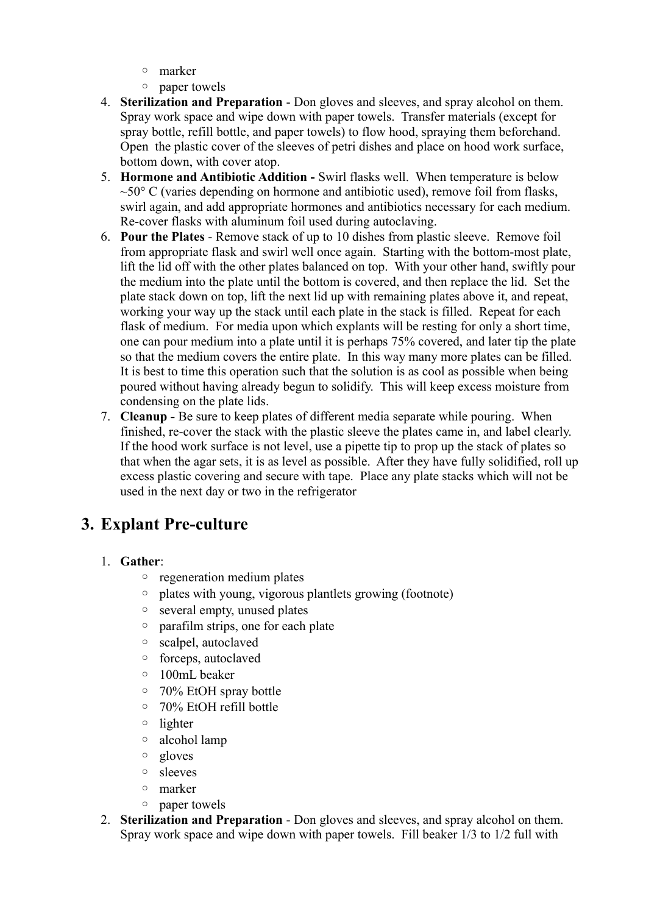- marker
- paper towels

4. **Sterilization and Preparation** - Don gloves and sleeves, and spray alcohol on them. Spray work space and wipe down with paper towels. Transfer materials (except for spray bottle, refill bottle, and paper towels) to flow hood, spraying them beforehand. Open the plastic cover of the sleeves of petri dishes and place on hood work surface, bottom down, with cover atop.
5. **Hormone and Antibiotic Addition -** Swirl flasks well. When temperature is below ~50° C (varies depending on hormone and antibiotic used), remove foil from flasks, swirl again, and add appropriate hormones and antibiotics necessary for each medium. Re-cover flasks with aluminum foil used during autoclaving.
6. **Pour the Plates** - Remove stack of up to 10 dishes from plastic sleeve. Remove foil from appropriate flask and swirl well once again. Starting with the bottom-most plate, lift the lid off with the other plates balanced on top. With your other hand, swiftly pour the medium into the plate until the bottom is covered, and then replace the lid. Set the plate stack down on top, lift the next lid up with remaining plates above it, and repeat, working your way up the stack until each plate in the stack is filled. Repeat for each flask of medium. For media upon which explants will be resting for only a short time, one can pour medium into a plate until it is perhaps 75% covered, and later tip the plate so that the medium covers the entire plate. In this way many more plates can be filled. It is best to time this operation such that the solution is as cool as possible when being poured without having already begun to solidify. This will keep excess moisture from condensing on the plate lids.
7. **Cleanup -** Be sure to keep plates of different media separate while pouring. When finished, re-cover the stack with the plastic sleeve the plates came in, and label clearly. If the hood work surface is not level, use a pipette tip to prop up the stack of plates so that when the agar sets, it is as level as possible. After they have fully solidified, roll up excess plastic covering and secure with tape. Place any plate stacks which will not be used in the next day or two in the refrigerator

## 3. Explant Pre-culture

1. **Gather**:
   - regeneration medium plates
   - plates with young, vigorous plantlets growing (footnote)
   - several empty, unused plates
   - parafilm strips, one for each plate
   - scalpel, autoclaved
   - forceps, autoclaved
   - 100mL beaker
   - 70% EtOH spray bottle
   - 70% EtOH refill bottle
   - lighter
   - alcohol lamp
   - gloves
   - sleeves
   - marker
   - paper towels
2. **Sterilization and Preparation** - Don gloves and sleeves, and spray alcohol on them. Spray work space and wipe down with paper towels. Fill beaker 1/3 to 1/2 full with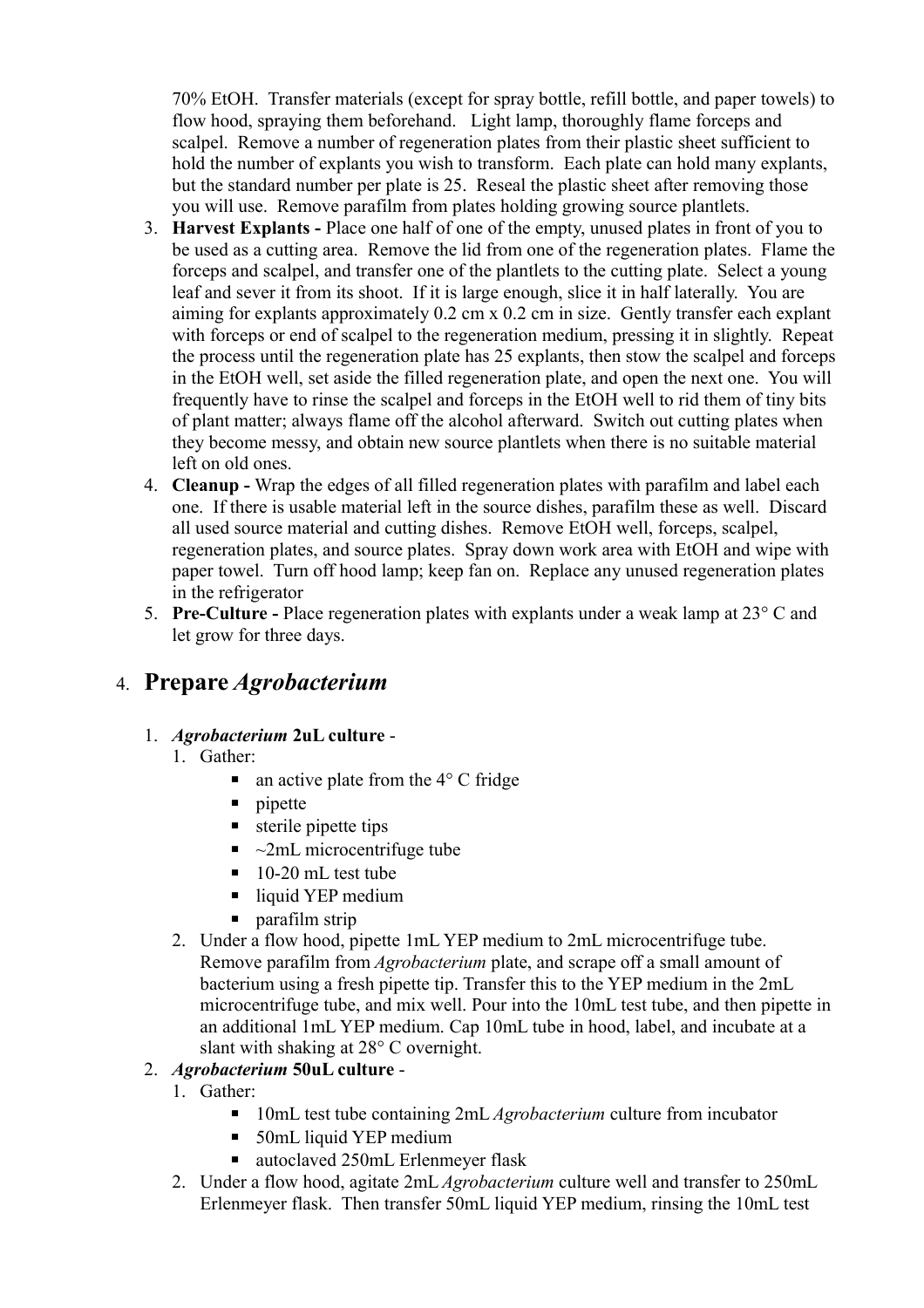70% EtOH. Transfer materials (except for spray bottle, refill bottle, and paper towels) to flow hood, spraying them beforehand. Light lamp, thoroughly flame forceps and scalpel. Remove a number of regeneration plates from their plastic sheet sufficient to hold the number of explants you wish to transform. Each plate can hold many explants, but the standard number per plate is 25. Reseal the plastic sheet after removing those you will use. Remove parafilm from plates holding growing source plantlets.

3. **Harvest Explants -** Place one half of one of the empty, unused plates in front of you to be used as a cutting area. Remove the lid from one of the regeneration plates. Flame the forceps and scalpel, and transfer one of the plantlets to the cutting plate. Select a young leaf and sever it from its shoot. If it is large enough, slice it in half laterally. You are aiming for explants approximately 0.2 cm x 0.2 cm in size. Gently transfer each explant with forceps or end of scalpel to the regeneration medium, pressing it in slightly. Repeat the process until the regeneration plate has 25 explants, then stow the scalpel and forceps in the EtOH well, set aside the filled regeneration plate, and open the next one. You will frequently have to rinse the scalpel and forceps in the EtOH well to rid them of tiny bits of plant matter; always flame off the alcohol afterward. Switch out cutting plates when they become messy, and obtain new source plantlets when there is no suitable material left on old ones.
4. **Cleanup -** Wrap the edges of all filled regeneration plates with parafilm and label each one. If there is usable material left in the source dishes, parafilm these as well. Discard all used source material and cutting dishes. Remove EtOH well, forceps, scalpel, regeneration plates, and source plates. Spray down work area with EtOH and wipe with paper towel. Turn off hood lamp; keep fan on. Replace any unused regeneration plates in the refrigerator
5. **Pre-Culture -** Place regeneration plates with explants under a weak lamp at 23° C and let grow for three days.

## 4. Prepare *Agrobacterium*

1. ***Agrobacterium* 2uL culture** -
   1. Gather:
      - an active plate from the 4° C fridge
      - pipette
      - sterile pipette tips
      - ~2mL microcentrifuge tube
      - 10-20 mL test tube
      - liquid YEP medium
      - parafilm strip
   2. Under a flow hood, pipette 1mL YEP medium to 2mL microcentrifuge tube. Remove parafilm from *Agrobacterium* plate, and scrape off a small amount of bacterium using a fresh pipette tip. Transfer this to the YEP medium in the 2mL microcentrifuge tube, and mix well. Pour into the 10mL test tube, and then pipette in an additional 1mL YEP medium. Cap 10mL tube in hood, label, and incubate at a slant with shaking at 28° C overnight.
2. ***Agrobacterium* 50uL culture** -
   1. Gather:
      - 10mL test tube containing 2mL *Agrobacterium* culture from incubator
      - 50mL liquid YEP medium
      - autoclaved 250mL Erlenmeyer flask
   2. Under a flow hood, agitate 2mL *Agrobacterium* culture well and transfer to 250mL Erlenmeyer flask. Then transfer 50mL liquid YEP medium, rinsing the 10mL test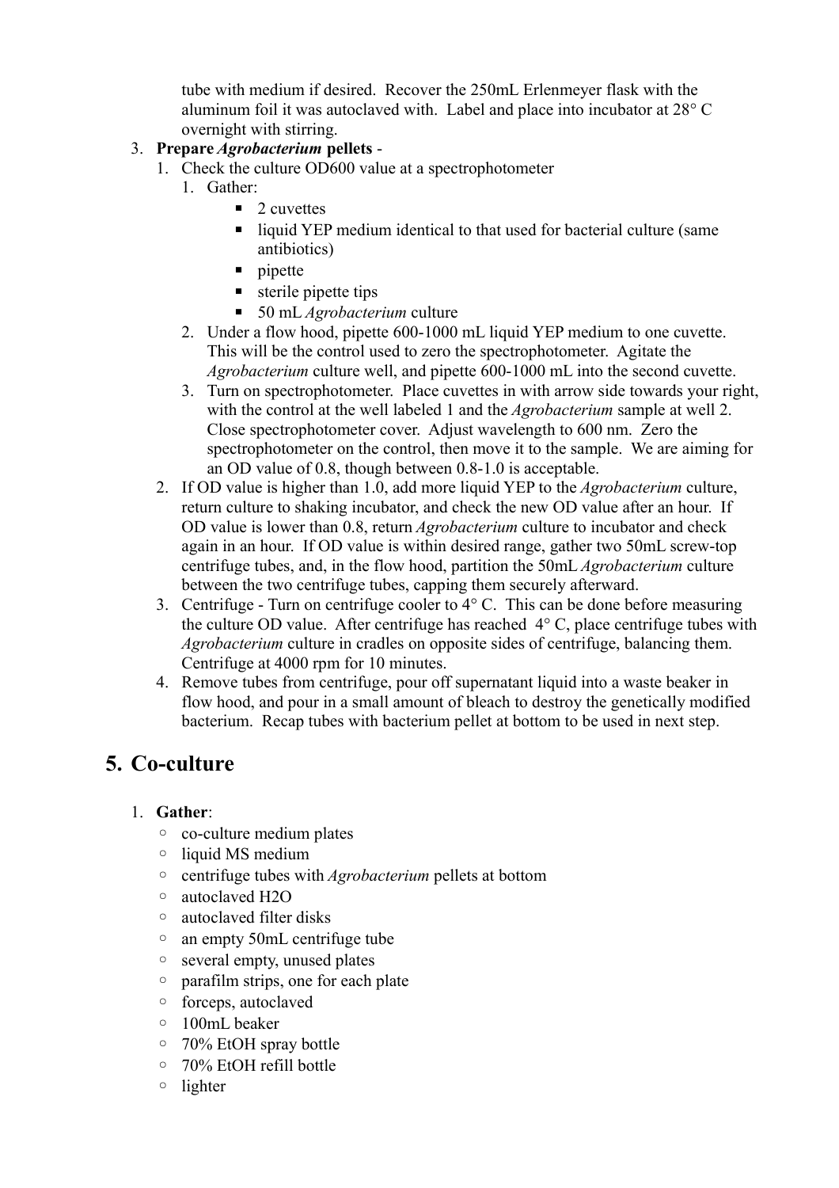tube with medium if desired. Recover the 250mL Erlenmeyer flask with the aluminum foil it was autoclaved with. Label and place into incubator at 28° C overnight with stirring.

3. **Prepare *Agrobacterium* pellets** -
   1. Check the culture OD600 value at a spectrophotometer
      1. Gather:
         - 2 cuvettes
         - liquid YEP medium identical to that used for bacterial culture (same antibiotics)
         - pipette
         - sterile pipette tips
         - 50 mL *Agrobacterium* culture
      2. Under a flow hood, pipette 600-1000 mL liquid YEP medium to one cuvette. This will be the control used to zero the spectrophotometer. Agitate the *Agrobacterium* culture well, and pipette 600-1000 mL into the second cuvette.
      3. Turn on spectrophotometer. Place cuvettes in with arrow side towards your right, with the control at the well labeled 1 and the *Agrobacterium* sample at well 2. Close spectrophotometer cover. Adjust wavelength to 600 nm. Zero the spectrophotometer on the control, then move it to the sample. We are aiming for an OD value of 0.8, though between 0.8-1.0 is acceptable.
   2. If OD value is higher than 1.0, add more liquid YEP to the *Agrobacterium* culture, return culture to shaking incubator, and check the new OD value after an hour. If OD value is lower than 0.8, return *Agrobacterium* culture to incubator and check again in an hour. If OD value is within desired range, gather two 50mL screw-top centrifuge tubes, and, in the flow hood, partition the 50mL *Agrobacterium* culture between the two centrifuge tubes, capping them securely afterward.
   3. Centrifuge - Turn on centrifuge cooler to 4° C. This can be done before measuring the culture OD value. After centrifuge has reached 4° C, place centrifuge tubes with *Agrobacterium* culture in cradles on opposite sides of centrifuge, balancing them. Centrifuge at 4000 rpm for 10 minutes.
   4. Remove tubes from centrifuge, pour off supernatant liquid into a waste beaker in flow hood, and pour in a small amount of bleach to destroy the genetically modified bacterium. Recap tubes with bacterium pellet at bottom to be used in next step.

## 5. Co-culture

1. **Gather**:
   - co-culture medium plates
   - liquid MS medium
   - centrifuge tubes with *Agrobacterium* pellets at bottom
   - autoclaved $H_2O$
   - autoclaved filter disks
   - an empty 50mL centrifuge tube
   - several empty, unused plates
   - parafilm strips, one for each plate
   - forceps, autoclaved
   - 100mL beaker
   - 70% EtOH spray bottle
   - 70% EtOH refill bottle
   - lighter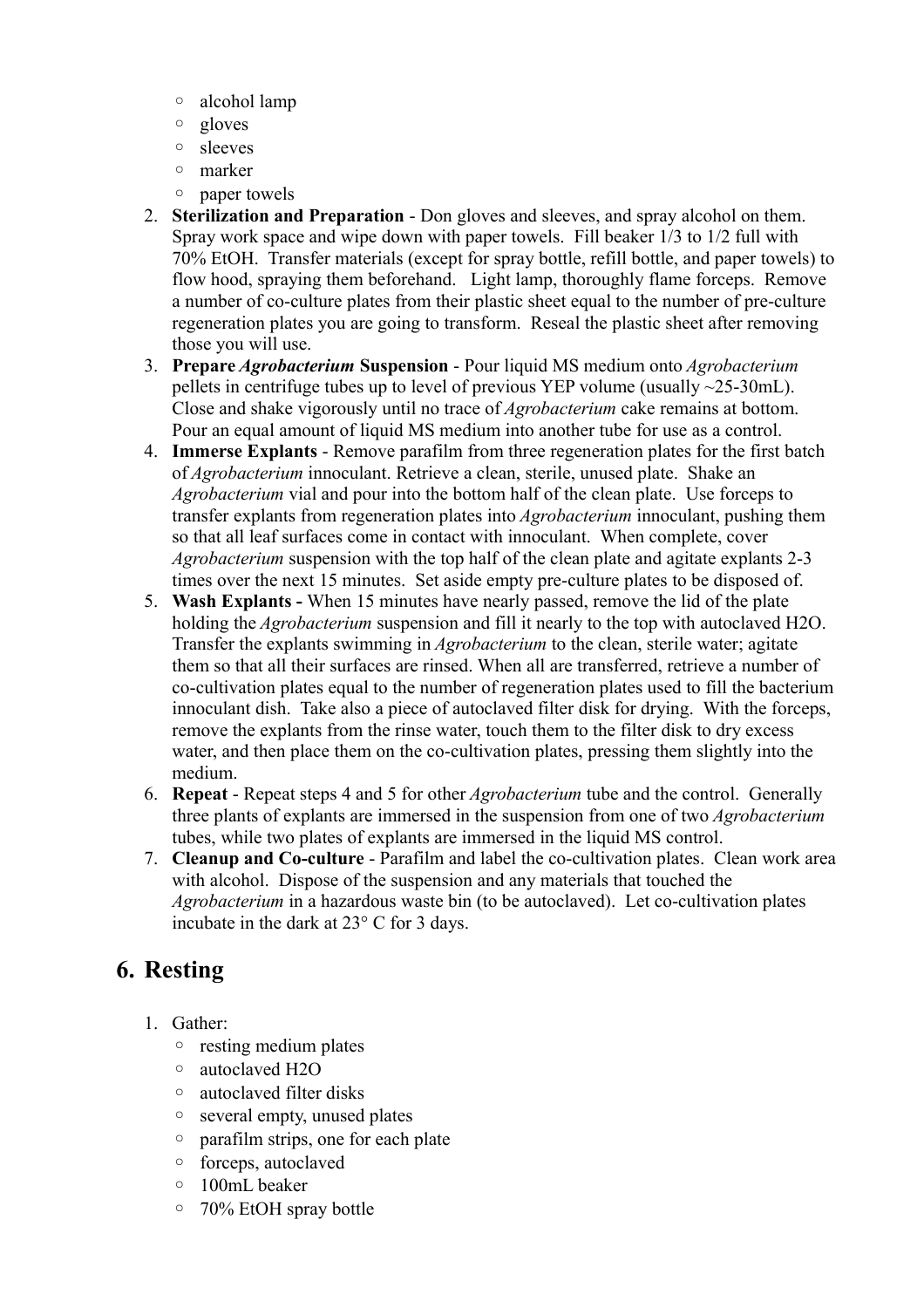- alcohol lamp
- gloves
- sleeves
- marker
- paper towels

2. **Sterilization and Preparation** - Don gloves and sleeves, and spray alcohol on them. Spray work space and wipe down with paper towels. Fill beaker 1/3 to 1/2 full with 70% EtOH. Transfer materials (except for spray bottle, refill bottle, and paper towels) to flow hood, spraying them beforehand. Light lamp, thoroughly flame forceps. Remove a number of co-culture plates from their plastic sheet equal to the number of pre-culture regeneration plates you are going to transform. Reseal the plastic sheet after removing those you will use.
3. **Prepare *Agrobacterium* Suspension** - Pour liquid MS medium onto *Agrobacterium* pellets in centrifuge tubes up to level of previous YEP volume (usually ~25-30mL). Close and shake vigorously until no trace of *Agrobacterium* cake remains at bottom. Pour an equal amount of liquid MS medium into another tube for use as a control.
4. **Immerse Explants** - Remove parafilm from three regeneration plates for the first batch of *Agrobacterium* innoculant. Retrieve a clean, sterile, unused plate. Shake an *Agrobacterium* vial and pour into the bottom half of the clean plate. Use forceps to transfer explants from regeneration plates into *Agrobacterium* innoculant, pushing them so that all leaf surfaces come in contact with innoculant. When complete, cover *Agrobacterium* suspension with the top half of the clean plate and agitate explants 2-3 times over the next 15 minutes. Set aside empty pre-culture plates to be disposed of.
5. **Wash Explants -** When 15 minutes have nearly passed, remove the lid of the plate holding the *Agrobacterium* suspension and fill it nearly to the top with autoclaved H2O. Transfer the explants swimming in *Agrobacterium* to the clean, sterile water; agitate them so that all their surfaces are rinsed. When all are transferred, retrieve a number of co-cultivation plates equal to the number of regeneration plates used to fill the bacterium innoculant dish. Take also a piece of autoclaved filter disk for drying. With the forceps, remove the explants from the rinse water, touch them to the filter disk to dry excess water, and then place them on the co-cultivation plates, pressing them slightly into the medium.
6. **Repeat** - Repeat steps 4 and 5 for other *Agrobacterium* tube and the control. Generally three plants of explants are immersed in the suspension from one of two *Agrobacterium* tubes, while two plates of explants are immersed in the liquid MS control.
7. **Cleanup and Co-culture** - Parafilm and label the co-cultivation plates. Clean work area with alcohol. Dispose of the suspension and any materials that touched the *Agrobacterium* in a hazardous waste bin (to be autoclaved). Let co-cultivation plates incubate in the dark at 23° C for 3 days.

## 6. Resting

1. Gather:
   - resting medium plates
   - autoclaved H2O
   - autoclaved filter disks
   - several empty, unused plates
   - parafilm strips, one for each plate
   - forceps, autoclaved
   - 100mL beaker
   - 70% EtOH spray bottle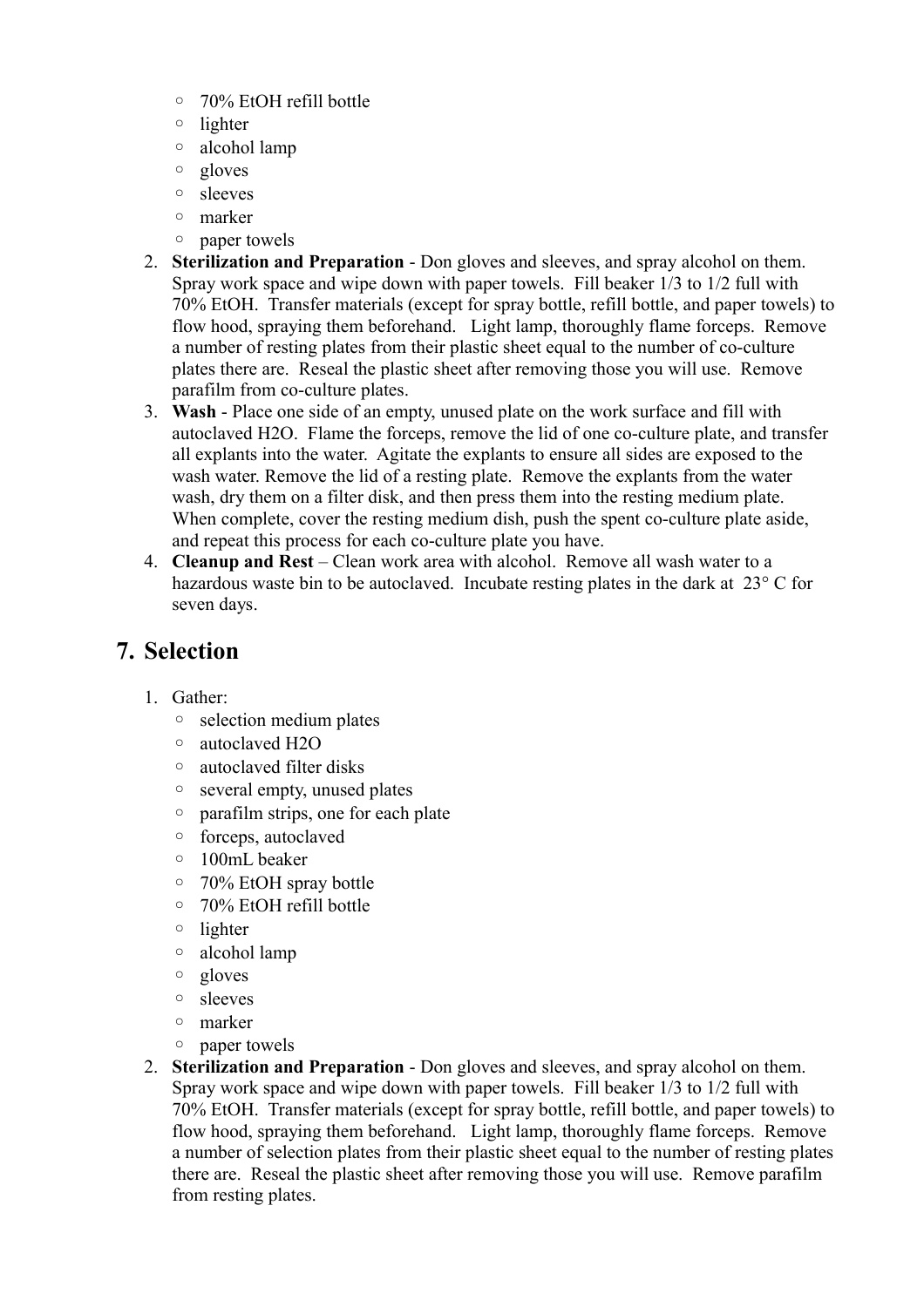- 70% EtOH refill bottle
- lighter
- alcohol lamp
- gloves
- sleeves
- marker
- paper towels

2. **Sterilization and Preparation** - Don gloves and sleeves, and spray alcohol on them. Spray work space and wipe down with paper towels. Fill beaker 1/3 to 1/2 full with 70% EtOH. Transfer materials (except for spray bottle, refill bottle, and paper towels) to flow hood, spraying them beforehand. Light lamp, thoroughly flame forceps. Remove a number of resting plates from their plastic sheet equal to the number of co-culture plates there are. Reseal the plastic sheet after removing those you will use. Remove parafilm from co-culture plates.
3. **Wash** - Place one side of an empty, unused plate on the work surface and fill with autoclaved $H_2O$. Flame the forceps, remove the lid of one co-culture plate, and transfer all explants into the water. Agitate the explants to ensure all sides are exposed to the wash water. Remove the lid of a resting plate. Remove the explants from the water wash, dry them on a filter disk, and then press them into the resting medium plate. When complete, cover the resting medium dish, push the spent co-culture plate aside, and repeat this process for each co-culture plate you have.
4. **Cleanup and Rest** – Clean work area with alcohol. Remove all wash water to a hazardous waste bin to be autoclaved. Incubate resting plates in the dark at 23° C for seven days.

## 7. Selection

1. Gather:
   - selection medium plates
   - autoclaved $H_2O$
   - autoclaved filter disks
   - several empty, unused plates
   - parafilm strips, one for each plate
   - forceps, autoclaved
   - 100mL beaker
   - 70% EtOH spray bottle
   - 70% EtOH refill bottle
   - lighter
   - alcohol lamp
   - gloves
   - sleeves
   - marker
   - paper towels
2. **Sterilization and Preparation** - Don gloves and sleeves, and spray alcohol on them. Spray work space and wipe down with paper towels. Fill beaker 1/3 to 1/2 full with 70% EtOH. Transfer materials (except for spray bottle, refill bottle, and paper towels) to flow hood, spraying them beforehand. Light lamp, thoroughly flame forceps. Remove a number of selection plates from their plastic sheet equal to the number of resting plates there are. Reseal the plastic sheet after removing those you will use. Remove parafilm from resting plates.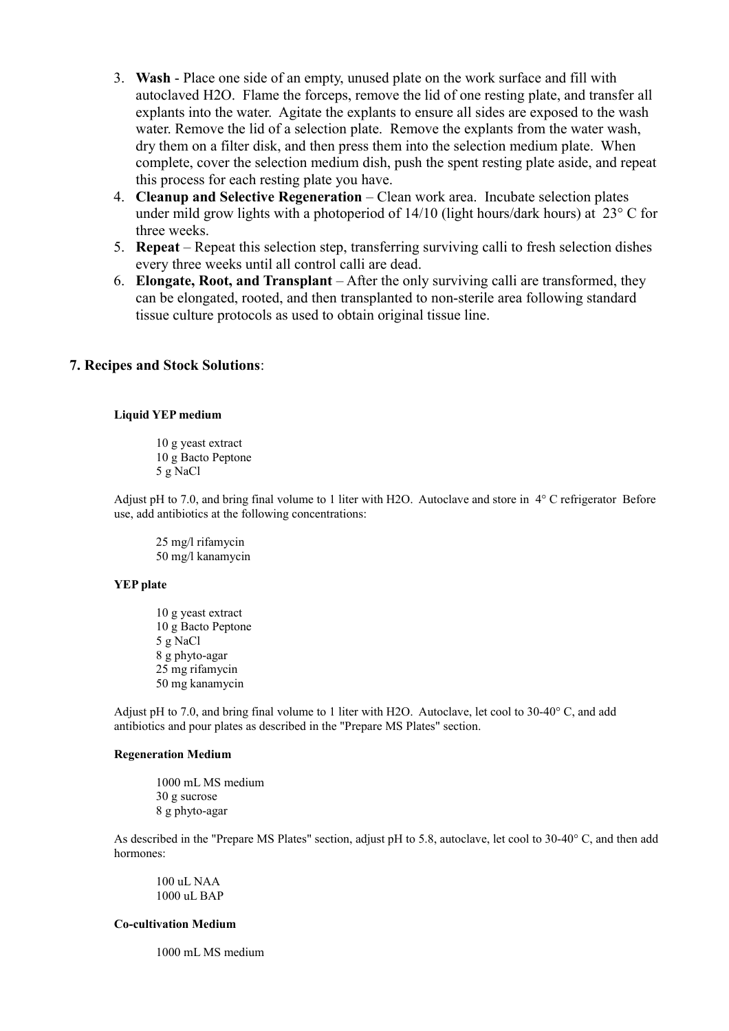3. **Wash** - Place one side of an empty, unused plate on the work surface and fill with autoclaved H2O. Flame the forceps, remove the lid of one resting plate, and transfer all explants into the water. Agitate the explants to ensure all sides are exposed to the wash water. Remove the lid of a selection plate. Remove the explants from the water wash, dry them on a filter disk, and then press them into the selection medium plate. When complete, cover the selection medium dish, push the spent resting plate aside, and repeat this process for each resting plate you have.
4. **Cleanup and Selective Regeneration** – Clean work area. Incubate selection plates under mild grow lights with a photoperiod of 14/10 (light hours/dark hours) at 23° C for three weeks.
5. **Repeat** – Repeat this selection step, transferring surviving calli to fresh selection dishes every three weeks until all control calli are dead.
6. **Elongate, Root, and Transplant** – After the only surviving calli are transformed, they can be elongated, rooted, and then transplanted to non-sterile area following standard tissue culture protocols as used to obtain original tissue line.

## 7. Recipes and Stock Solutions:

#### Liquid YEP medium

10 g yeast extract
10 g Bacto Peptone
5 g NaCl

Adjust pH to 7.0, and bring final volume to 1 liter with H2O. Autoclave and store in 4° C refrigerator Before use, add antibiotics at the following concentrations:

25 mg/l rifamycin
50 mg/l kanamycin

#### YEP plate

10 g yeast extract
10 g Bacto Peptone
5 g NaCl
8 g phyto-agar
25 mg rifamycin
50 mg kanamycin

Adjust pH to 7.0, and bring final volume to 1 liter with H2O. Autoclave, let cool to 30-40° C, and add antibiotics and pour plates as described in the "Prepare MS Plates" section.

#### Regeneration Medium

1000 mL MS medium
30 g sucrose
8 g phyto-agar

As described in the "Prepare MS Plates" section, adjust pH to 5.8, autoclave, let cool to 30-40° C, and then add hormones:

100 uL NAA
1000 uL BAP

#### Co-cultivation Medium

1000 mL MS medium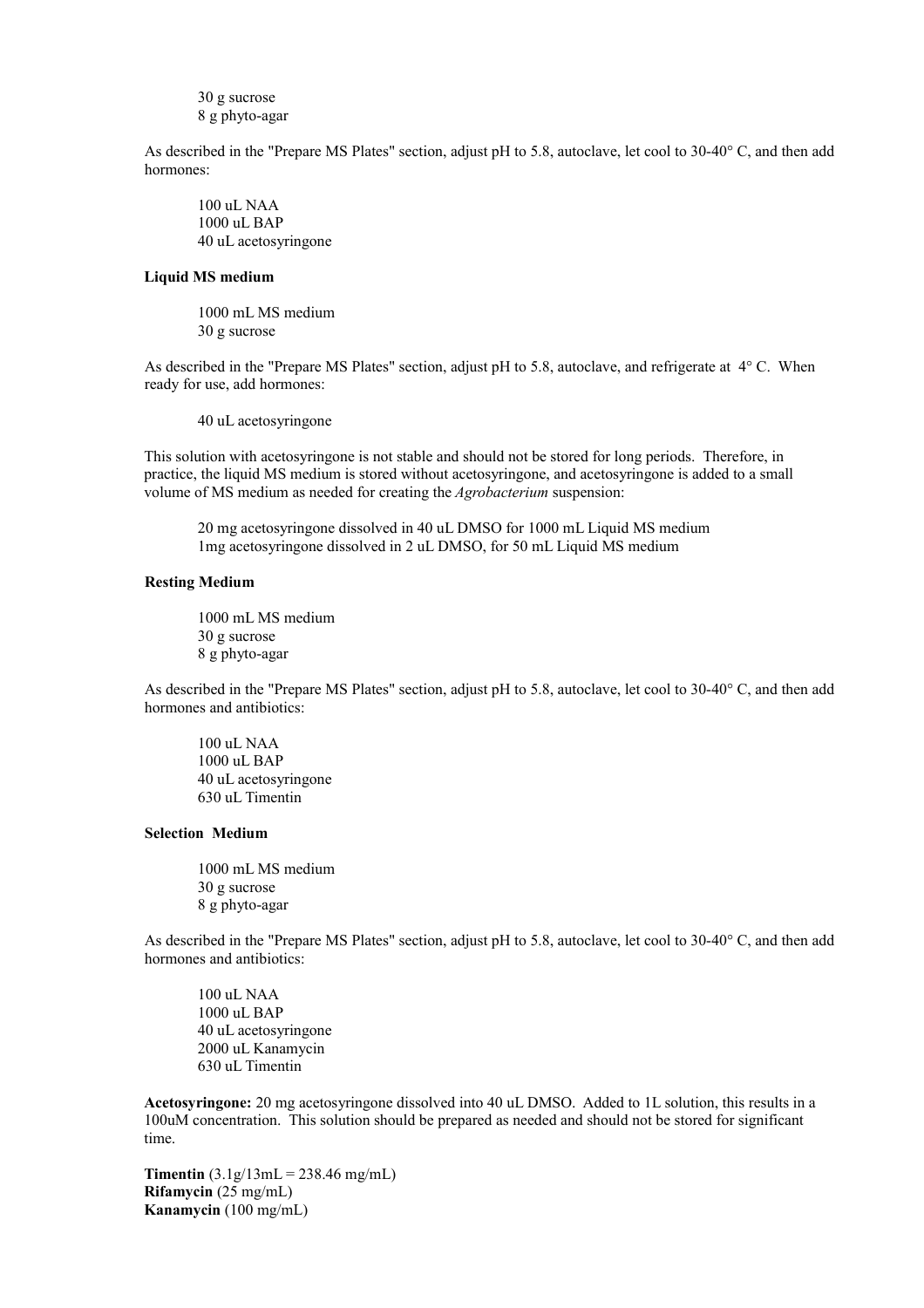30 g sucrose
8 g phyto-agar

As described in the "Prepare MS Plates" section, adjust pH to 5.8, autoclave, let cool to 30-40° C, and then add hormones:

100 uL NAA
1000 uL BAP
40 uL acetosyringone

**Liquid MS medium**

1000 mL MS medium
30 g sucrose

As described in the "Prepare MS Plates" section, adjust pH to 5.8, autoclave, and refrigerate at 4° C. When ready for use, add hormones:

40 uL acetosyringone

This solution with acetosyringone is not stable and should not be stored for long periods. Therefore, in practice, the liquid MS medium is stored without acetosyringone, and acetosyringone is added to a small volume of MS medium as needed for creating the *Agrobacterium* suspension:

20 mg acetosyringone dissolved in 40 uL DMSO for 1000 mL Liquid MS medium
1mg acetosyringone dissolved in 2 uL DMSO, for 50 mL Liquid MS medium

**Resting Medium**

1000 mL MS medium
30 g sucrose
8 g phyto-agar

As described in the "Prepare MS Plates" section, adjust pH to 5.8, autoclave, let cool to 30-40° C, and then add hormones and antibiotics:

100 uL NAA
1000 uL BAP
40 uL acetosyringone
630 uL Timentin

**Selection Medium**

1000 mL MS medium
30 g sucrose
8 g phyto-agar

As described in the "Prepare MS Plates" section, adjust pH to 5.8, autoclave, let cool to 30-40° C, and then add hormones and antibiotics:

100 uL NAA
1000 uL BAP
40 uL acetosyringone
2000 uL Kanamycin
630 uL Timentin

**Acetosyringone:** 20 mg acetosyringone dissolved into 40 uL DMSO. Added to 1L solution, this results in a 100uM concentration. This solution should be prepared as needed and should not be stored for significant time.

**Timentin** (3.1g/13mL = 238.46 mg/mL)
**Rifamycin** (25 mg/mL)
**Kanamycin** (100 mg/mL)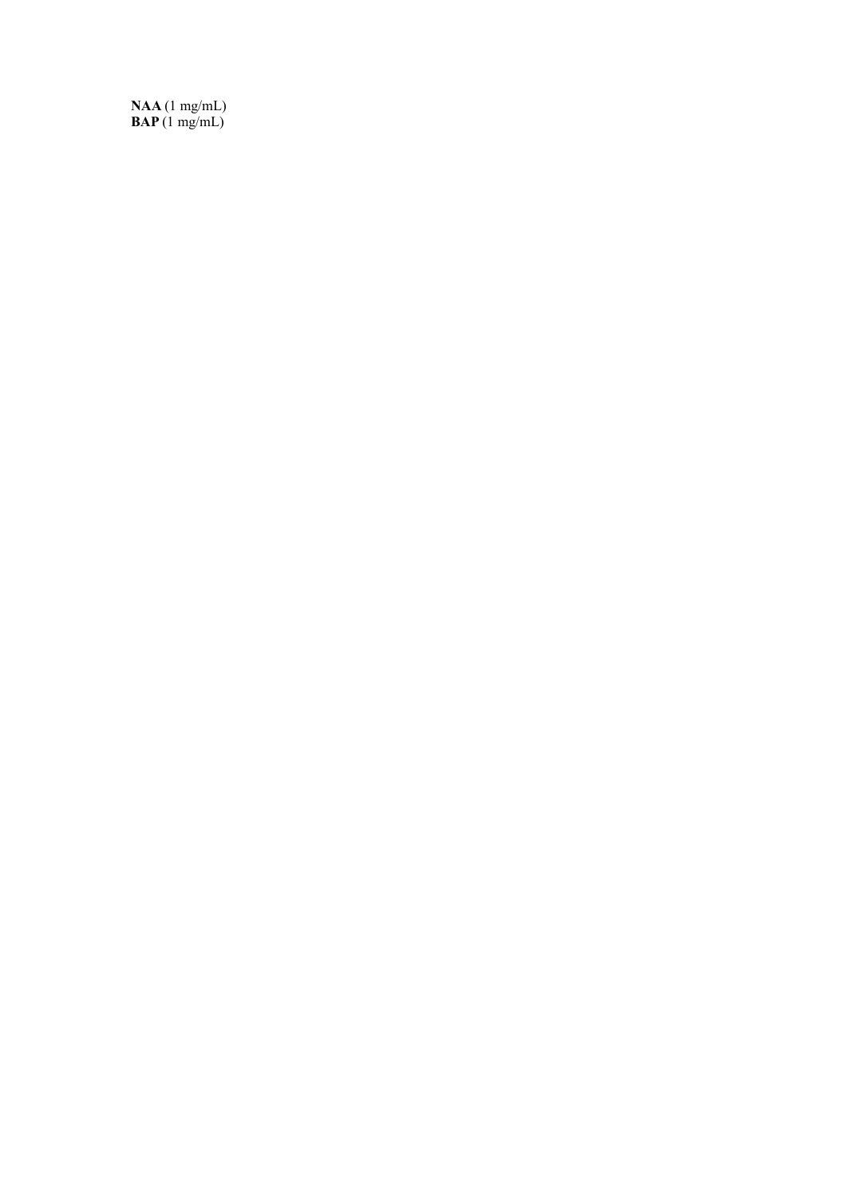**NAA** (1 mg/mL)
**BAP** (1 mg/mL)